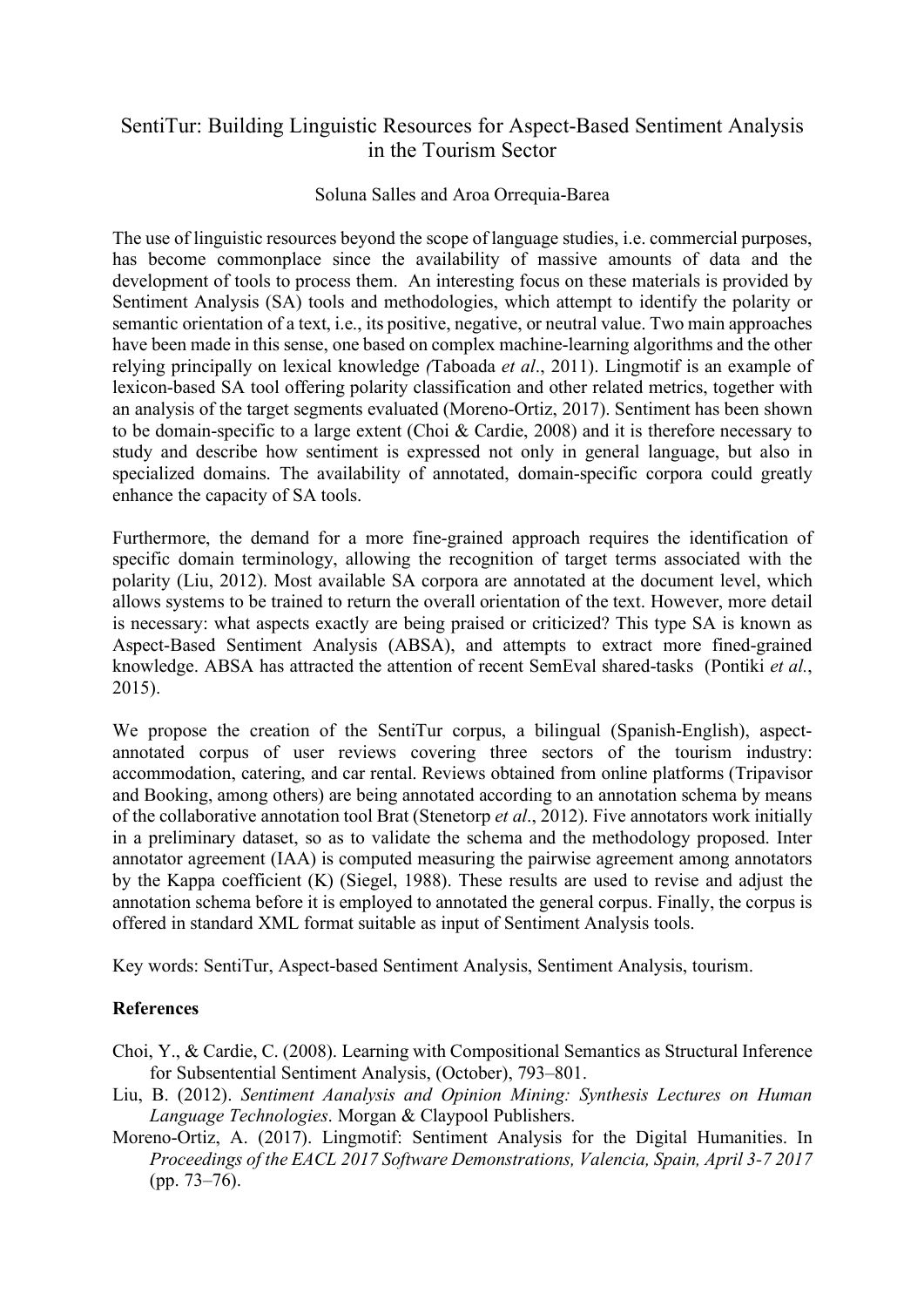# SentiTur: Building Linguistic Resources for Aspect-Based Sentiment Analysis in the Tourism Sector

Soluna Salles and Aroa Orrequia-Barea

The use of linguistic resources beyond the scope of language studies, i.e. commercial purposes, has become commonplace since the availability of massive amounts of data and the development of tools to process them. An interesting focus on these materials is provided by Sentiment Analysis (SA) tools and methodologies, which attempt to identify the polarity or semantic orientation of a text, i.e., its positive, negative, or neutral value. Two main approaches have been made in this sense, one based on complex machine-learning algorithms and the other relying principally on lexical knowledge *(*Taboada *et al*., 2011). Lingmotif is an example of lexicon-based SA tool offering polarity classification and other related metrics, together with an analysis of the target segments evaluated (Moreno-Ortiz, 2017). Sentiment has been shown to be domain-specific to a large extent (Choi & Cardie, 2008) and it is therefore necessary to study and describe how sentiment is expressed not only in general language, but also in specialized domains. The availability of annotated, domain-specific corpora could greatly enhance the capacity of SA tools.

Furthermore, the demand for a more fine-grained approach requires the identification of specific domain terminology, allowing the recognition of target terms associated with the polarity (Liu, 2012). Most available SA corpora are annotated at the document level, which allows systems to be trained to return the overall orientation of the text. However, more detail is necessary: what aspects exactly are being praised or criticized? This type SA is known as Aspect-Based Sentiment Analysis (ABSA), and attempts to extract more fined-grained knowledge. ABSA has attracted the attention of recent SemEval shared-tasks (Pontiki *et al.*, 2015).

We propose the creation of the SentiTur corpus, a bilingual (Spanish-English), aspect-annotated corpus of user reviews covering three sectors of the tourism industry: accommodation, catering, and car rental. Reviews obtained from online platforms (Tripavisor and Booking, among others) are being annotated according to an annotation schema by means of the collaborative annotation tool Brat (Stenetorp *et al*., 2012). Five annotators work initially in a preliminary dataset, so as to validate the schema and the methodology proposed. Inter annotator agreement (IAA) is computed measuring the pairwise agreement among annotators by the Kappa coefficient (K) (Siegel, 1988). These results are used to revise and adjust the annotation schema before it is employed to annotated the general corpus. Finally, the corpus is offered in standard XML format suitable as input of Sentiment Analysis tools.

Key words: SentiTur, Aspect-based Sentiment Analysis, Sentiment Analysis, tourism.

**References**

Choi, Y., & Cardie, C. (2008). Learning with Compositional Semantics as Structural Inference for Subsentential Sentiment Analysis, (October), 793–801.

Liu, B. (2012). *Sentiment Aanalysis and Opinion Mining: Synthesis Lectures on Human Language Technologies*. Morgan & Claypool Publishers.

Moreno-Ortiz, A. (2017). Lingmotif: Sentiment Analysis for the Digital Humanities. In *Proceedings of the EACL 2017 Software Demonstrations, Valencia, Spain, April 3-7 2017* (pp. 73–76).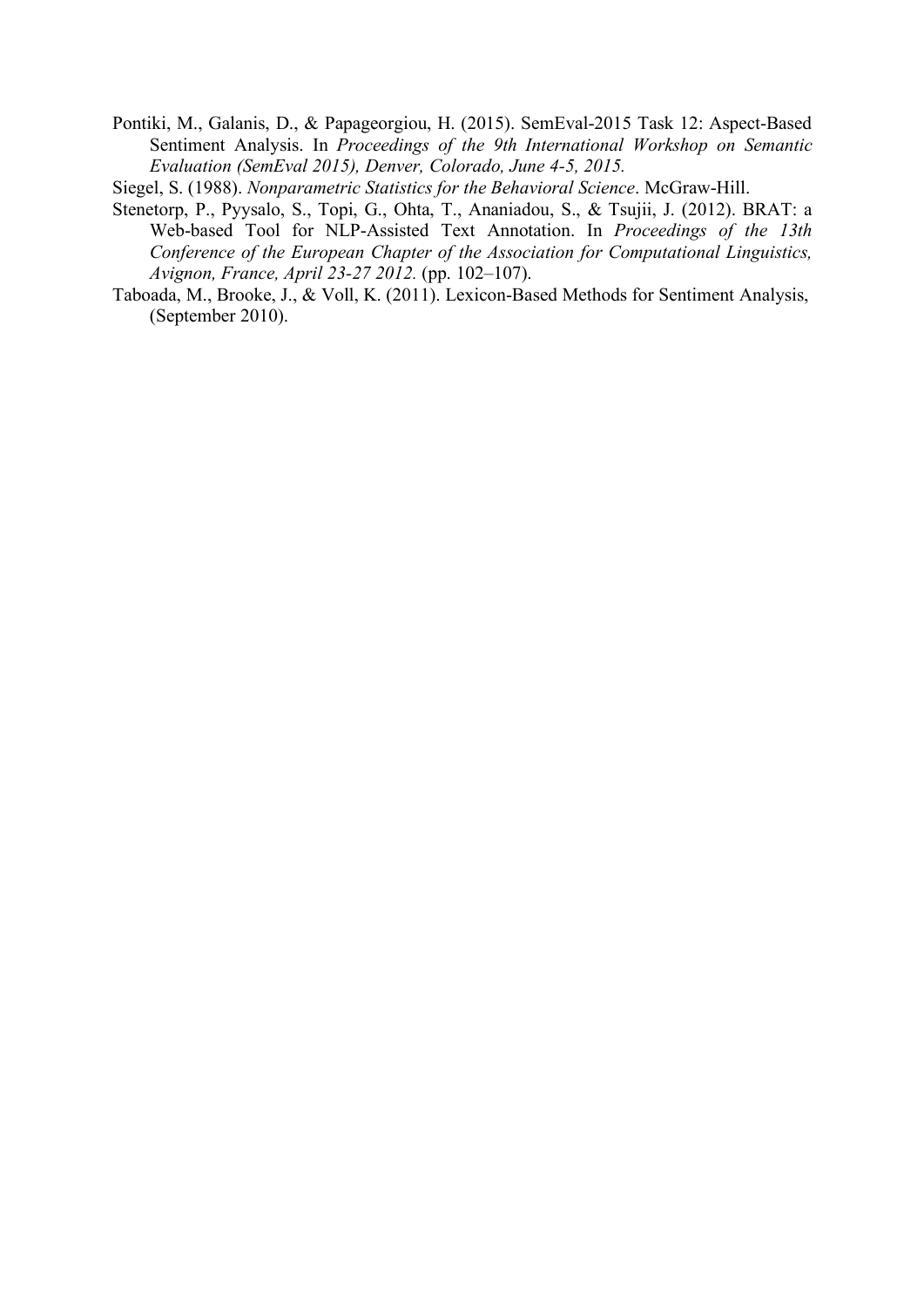Pontiki, M., Galanis, D., & Papageorgiou, H. (2015). SemEval-2015 Task 12: Aspect-Based Sentiment Analysis. In *Proceedings of the 9th International Workshop on Semantic Evaluation (SemEval 2015), Denver, Colorado, June 4-5, 2015.*

Siegel, S. (1988). *Nonparametric Statistics for the Behavioral Science*. McGraw-Hill.

Stenetorp, P., Pyysalo, S., Topi, G., Ohta, T., Ananiadou, S., & Tsujii, J. (2012). BRAT: a Web-based Tool for NLP-Assisted Text Annotation. In *Proceedings of the 13th Conference of the European Chapter of the Association for Computational Linguistics, Avignon, France, April 23-27 2012.* (pp. 102–107).

Taboada, M., Brooke, J., & Voll, K. (2011). Lexicon-Based Methods for Sentiment Analysis, (September 2010).